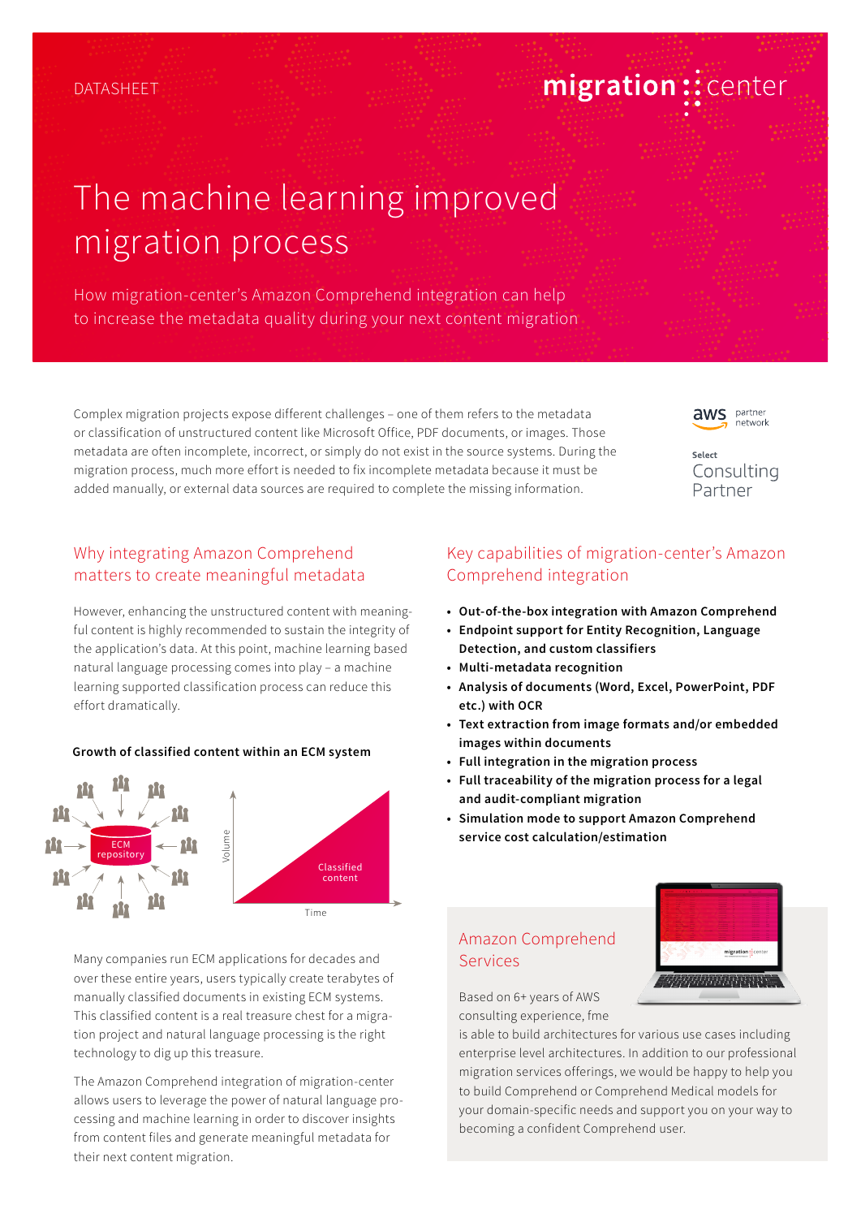DATASHEET

# The machine learning improved migration process

How migration-center's Amazon Comprehend integration can help to increase the metadata quality during your next content migration

Complex migration projects expose different challenges – one of them refers to the metadata or classification of unstructured content like Microsoft Office, PDF documents, or images. Those metadata are often incomplete, incorrect, or simply do not exist in the source systems. During the migration process, much more effort is needed to fix incomplete metadata because it must be added manually, or external data sources are required to complete the missing information.

aws partner network

Select Consulting Partner

## Why integrating Amazon Comprehend matters to create meaningful metadata

However, enhancing the unstructured content with meaningful content is highly recommended to sustain the integrity of the application's data. At this point, machine learning based natural language processing comes into play – a machine learning supported classification process can reduce this effort dramatically.

**Growth of classified content within an ECM system**

ECM repository

Classified content

Volume

Time

Many companies run ECM applications for decades and over these entire years, users typically create terabytes of manually classified documents in existing ECM systems. This classified content is a real treasure chest for a migration project and natural language processing is the right technology to dig up this treasure.

The Amazon Comprehend integration of migration-center allows users to leverage the power of natural language processing and machine learning in order to discover insights from content files and generate meaningful metadata for their next content migration.

## Key capabilities of migration-center's Amazon Comprehend integration

- **Out-of-the-box integration with Amazon Comprehend**
- **Endpoint support for Entity Recognition, Language Detection, and custom classifiers**
- **Multi-metadata recognition**
- **Analysis of documents (Word, Excel, PowerPoint, PDF etc.) with OCR**
- **Text extraction from image formats and/or embedded images within documents**
- **Full integration in the migration process**
- **Full traceability of the migration process for a legal and audit-compliant migration**
- **Simulation mode to support Amazon Comprehend service cost calculation/estimation**

## Amazon Comprehend Services

Based on 6+ years of AWS consulting experience, fme is able to build architectures for various use cases including enterprise level architectures. In addition to our professional migration services offerings, we would be happy to help you to build Comprehend or Comprehend Medical models for your domain-specific needs and support you on your way to becoming a confident Comprehend user.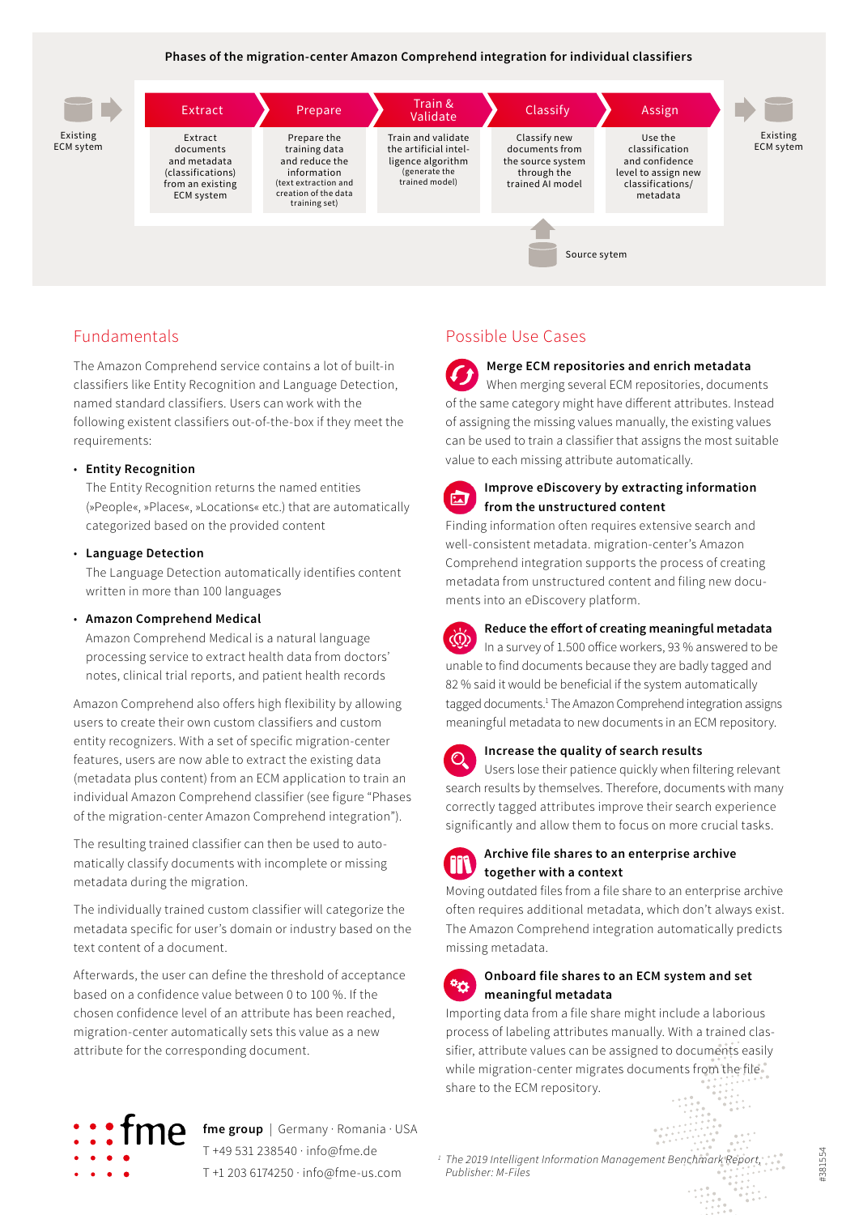**Phases of the migration-center Amazon Comprehend integration for individual classifiers**

Existing ECM sytem

**Extract**
Extract documents and metadata (classifications) from an existing ECM system

**Prepare**
Prepare the training data and reduce the information (text extraction and creation of the data training set)

**Train & Validate**
Train and validate the artificial intelligence algorithm (generate the trained model)

**Classify**
Classify new documents from the source system through the trained AI model

**Assign**
Use the classification and confidence level to assign new classifications/ metadata

Existing ECM sytem

Source sytem

## Fundamentals

The Amazon Comprehend service contains a lot of built-in classifiers like Entity Recognition and Language Detection, named standard classifiers. Users can work with the following existent classifiers out-of-the-box if they meet the requirements:

- **Entity Recognition**
  The Entity Recognition returns the named entities (»People«, »Places«, »Locations« etc.) that are automatically categorized based on the provided content
- **Language Detection**
  The Language Detection automatically identifies content written in more than 100 languages
- **Amazon Comprehend Medical**
  Amazon Comprehend Medical is a natural language processing service to extract health data from doctors' notes, clinical trial reports, and patient health records

Amazon Comprehend also offers high flexibility by allowing users to create their own custom classifiers and custom entity recognizers. With a set of specific migration-center features, users are now able to extract the existing data (metadata plus content) from an ECM application to train an individual Amazon Comprehend classifier (see figure "Phases of the migration-center Amazon Comprehend integration").

The resulting trained classifier can then be used to automatically classify documents with incomplete or missing metadata during the migration.

The individually trained custom classifier will categorize the metadata specific for user's domain or industry based on the text content of a document.

Afterwards, the user can define the threshold of acceptance based on a confidence value between 0 to 100 %. If the chosen confidence level of an attribute has been reached, migration-center automatically sets this value as a new attribute for the corresponding document.

## Possible Use Cases

**Merge ECM repositories and enrich metadata**
When merging several ECM repositories, documents of the same category might have different attributes. Instead of assigning the missing values manually, the existing values can be used to train a classifier that assigns the most suitable value to each missing attribute automatically.

**Improve eDiscovery by extracting information from the unstructured content**
Finding information often requires extensive search and well-consistent metadata. migration-center's Amazon Comprehend integration supports the process of creating metadata from unstructured content and filing new documents into an eDiscovery platform.

**Reduce the effort of creating meaningful metadata**
In a survey of 1.500 office workers, 93 % answered to be unable to find documents because they are badly tagged and 82 % said it would be beneficial if the system automatically tagged documents.[1] The Amazon Comprehend integration assigns meaningful metadata to new documents in an ECM repository.

**Increase the quality of search results**
Users lose their patience quickly when filtering relevant search results by themselves. Therefore, documents with many correctly tagged attributes improve their search experience significantly and allow them to focus on more crucial tasks.

**Archive file shares to an enterprise archive together with a context**
Moving outdated files from a file share to an enterprise archive often requires additional metadata, which don't always exist. The Amazon Comprehend integration automatically predicts missing metadata.

**Onboard file shares to an ECM system and set meaningful metadata**
Importing data from a file share might include a laborious process of labeling attributes manually. With a trained classifier, attribute values can be assigned to documents easily while migration-center migrates documents from the file share to the ECM repository.

fme

**fme group** | Germany · Romania · USA
T +49 531 238540 · info@fme.de
T +1 203 6174250 · info@fme-us.com

[1] *The 2019 Intelligent Information Management Benchmark Report, Publisher: M-Files*

#381554